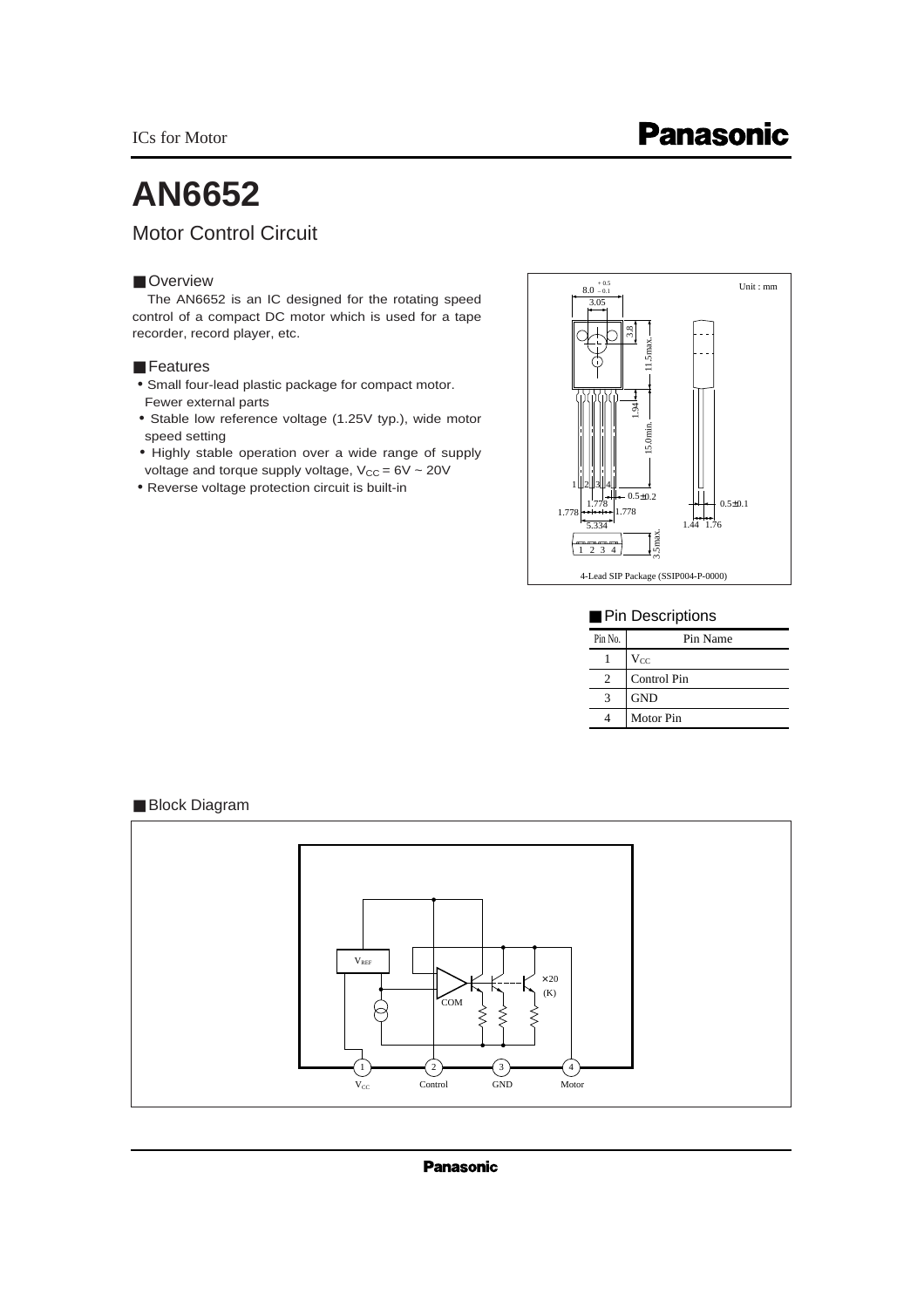# AN6652

## Motor Control Circuit

### ■ Overview

The AN6652 is an IC designed for the rotating speed control of a compact DC motor which is used for a tape recorder, record player, etc.

### ■ Features

- Small four-lead plastic package for compact motor. Fewer external parts
- Stable low reference voltage (1.25V typ.), wide motor speed setting
- Highly stable operation over a wide range of supply voltage and torque supply voltage, $V_{CC}$ = 6V ~ 20V
- Reverse voltage protection circuit is built-in

Unit : mm

4-Lead SIP Package (SSIP004-P-0000)

### ■ Pin Descriptions

| Pin No. | Pin Name |
|---|---|
| 1 | $V_{CC}$ |
| 2 | Control Pin |
| 3 | GND |
| 4 | Motor Pin |

### ■ Block Diagram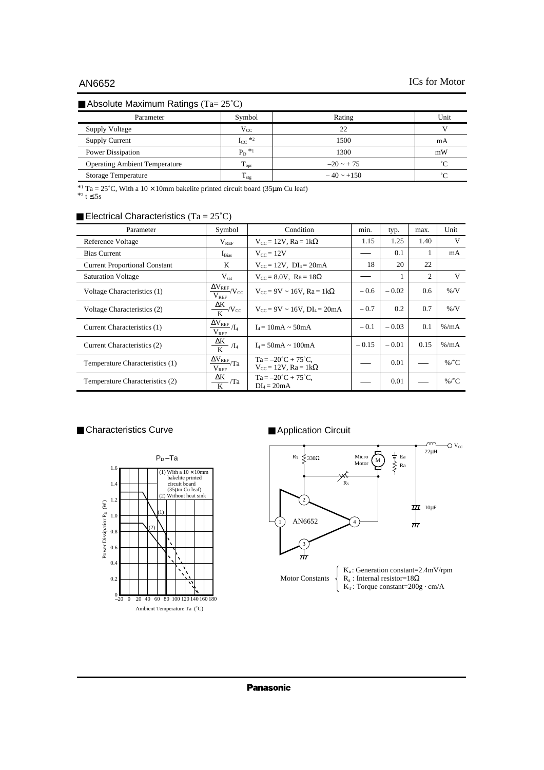## Absolute Maximum Ratings (Ta= 25˚C)

| Parameter | Symbol | Rating | Unit |
|---|---|---|---|
| Supply Voltage | $V_{CC}$ | 22 | V |
| Supply Current | $I_{CC}$ *2 | 1500 | mA |
| Power Dissipation | $P_D$ *1 | 1300 | mW |
| Operating Ambient Temperature | $T_{opr}$ | –20 ~ + 75 | ˚C |
| Storage Temperature | $T_{stg}$ | – 40 ~ +150 | ˚C |

*1 Ta = 25˚C, With a 10 × 10mm bakelite printed circuit board (35μm Cu leaf)
*2 t ≤ 5s

## Electrical Characteristics (Ta = 25˚C)

| Parameter | Symbol | Condition | min. | typ. | max. | Unit |
|---|---|---|---|---|---|---|
| Reference Voltage | $V_{REF}$ | $V_{CC}$ = 12V, Ra = 1kΩ | 1.15 | 1.25 | 1.40 | V |
| Bias Current | $I_{Bias}$ | $V_{CC}$ = 12V | — | 0.1 | 1 | mA |
| Current Proportional Constant | K | $V_{CC}$ = 12V, $DI_4$ = 20mA | 18 | 20 | 22 | |
| Saturation Voltage | $V_{sat}$ | $V_{CC}$ = 8.0V, Ra = 18Ω | — | 1 | 2 | V |
| Voltage Characteristics (1) | $\frac{\Delta V_{REF}}{V_{REF}}/V_{CC}$ | $V_{CC}$ = 9V ~ 16V, Ra = 1kΩ | – 0.6 | – 0.02 | 0.6 | %/V |
| Voltage Characteristics (2) | $\frac{\Delta K}{K}/V_{CC}$ | $V_{CC}$ = 9V ~ 16V, $DI_4$ = 20mA | – 0.7 | 0.2 | 0.7 | %/V |
| Current Characteristics (1) | $\frac{\Delta V_{REF}}{V_{REF}}/I_4$ | $I_4$ = 10mA ~ 50mA | – 0.1 | – 0.03 | 0.1 | %/mA |
| Current Characteristics (2) | $\frac{\Delta K}{K}/I_4$ | $I_4$ = 50mA ~ 100mA | – 0.15 | – 0.01 | 0.15 | %/mA |
| Temperature Characteristics (1) | $\frac{\Delta V_{REF}}{V_{REF}}/Ta$ | Ta = –20˚C + 75˚C, $V_{CC}$ = 12V, Ra = 1kΩ | — | 0.01 | — | %/˚C |
| Temperature Characteristics (2) | $\frac{\Delta K}{K}/Ta$ | Ta = –20˚C + 75˚C, $DI_4$ = 20mA | — | 0.01 | — | %/˚C |

## Characteristics Curve

$P_D$ – Ta

(1) With a 10 × 10mm bakelite printed circuit board (35μm Cu leaf)
(2) Without heat sink

Power Dissipation $P_D$ (W)

1.6
1.4
1.2
1.0
0.8
0.6
0.4
0.2
0

–20 0 20 40 60 80 100 120 140 160 180

Ambient Temperature Ta (˚C)

## Application Circuit

$R_T$ 330Ω

Micro Motor

M

Ea

Ra

22μH

$V_{CC}$

$R_S$

10μF

AN6652

1 2 3 4

Motor Constants
- $K_a$ : Generation constant=2.4mV/rpm
- $R_a$ : Internal resistor=18Ω
- $K_T$ : Torque constant=200g · cm/A